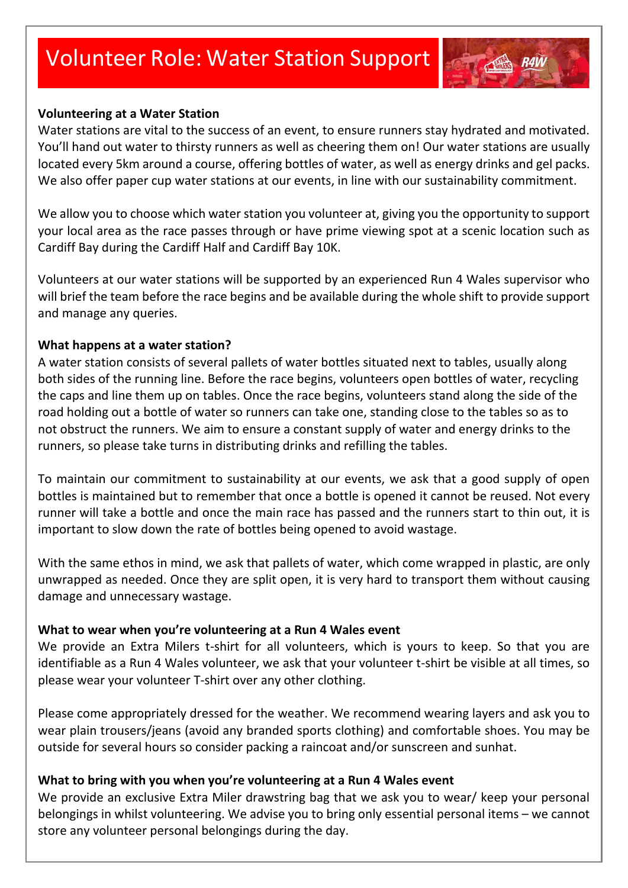# Volunteer Role: Water Station Support

**Volunteering at a Water Station**

Water stations are vital to the success of an event, to ensure runners stay hydrated and motivated. You'll hand out water to thirsty runners as well as cheering them on! Our water stations are usually located every 5km around a course, offering bottles of water, as well as energy drinks and gel packs. We also offer paper cup water stations at our events, in line with our sustainability commitment.

We allow you to choose which water station you volunteer at, giving you the opportunity to support your local area as the race passes through or have prime viewing spot at a scenic location such as Cardiff Bay during the Cardiff Half and Cardiff Bay 10K.

Volunteers at our water stations will be supported by an experienced Run 4 Wales supervisor who will brief the team before the race begins and be available during the whole shift to provide support and manage any queries.

**What happens at a water station?**

A water station consists of several pallets of water bottles situated next to tables, usually along both sides of the running line. Before the race begins, volunteers open bottles of water, recycling the caps and line them up on tables. Once the race begins, volunteers stand along the side of the road holding out a bottle of water so runners can take one, standing close to the tables so as to not obstruct the runners. We aim to ensure a constant supply of water and energy drinks to the runners, so please take turns in distributing drinks and refilling the tables.

To maintain our commitment to sustainability at our events, we ask that a good supply of open bottles is maintained but to remember that once a bottle is opened it cannot be reused. Not every runner will take a bottle and once the main race has passed and the runners start to thin out, it is important to slow down the rate of bottles being opened to avoid wastage.

With the same ethos in mind, we ask that pallets of water, which come wrapped in plastic, are only unwrapped as needed. Once they are split open, it is very hard to transport them without causing damage and unnecessary wastage.

**What to wear when you're volunteering at a Run 4 Wales event**

We provide an Extra Milers t-shirt for all volunteers, which is yours to keep. So that you are identifiable as a Run 4 Wales volunteer, we ask that your volunteer t-shirt be visible at all times, so please wear your volunteer T-shirt over any other clothing.

Please come appropriately dressed for the weather. We recommend wearing layers and ask you to wear plain trousers/jeans (avoid any branded sports clothing) and comfortable shoes. You may be outside for several hours so consider packing a raincoat and/or sunscreen and sunhat.

**What to bring with you when you're volunteering at a Run 4 Wales event**

We provide an exclusive Extra Miler drawstring bag that we ask you to wear/ keep your personal belongings in whilst volunteering. We advise you to bring only essential personal items – we cannot store any volunteer personal belongings during the day.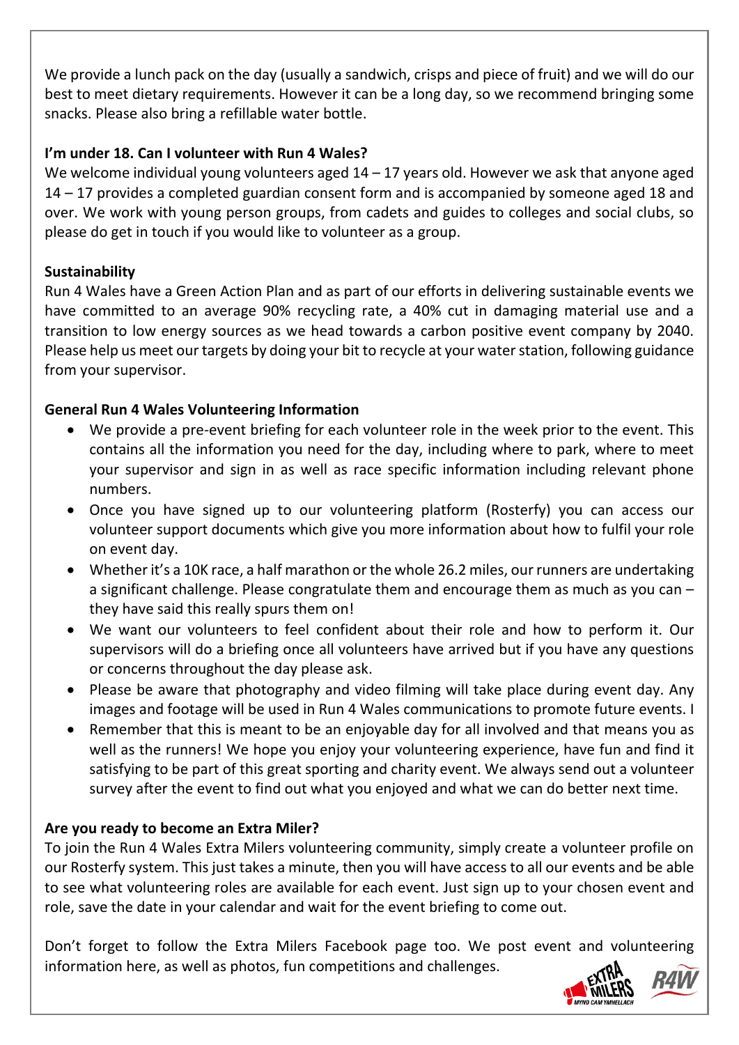We provide a lunch pack on the day (usually a sandwich, crisps and piece of fruit) and we will do our best to meet dietary requirements. However it can be a long day, so we recommend bringing some snacks. Please also bring a refillable water bottle.

**I'm under 18. Can I volunteer with Run 4 Wales?**

We welcome individual young volunteers aged 14 – 17 years old. However we ask that anyone aged 14 – 17 provides a completed guardian consent form and is accompanied by someone aged 18 and over. We work with young person groups, from cadets and guides to colleges and social clubs, so please do get in touch if you would like to volunteer as a group.

**Sustainability**

Run 4 Wales have a Green Action Plan and as part of our efforts in delivering sustainable events we have committed to an average 90% recycling rate, a 40% cut in damaging material use and a transition to low energy sources as we head towards a carbon positive event company by 2040. Please help us meet our targets by doing your bit to recycle at your water station, following guidance from your supervisor.

**General Run 4 Wales Volunteering Information**

- We provide a pre-event briefing for each volunteer role in the week prior to the event. This contains all the information you need for the day, including where to park, where to meet your supervisor and sign in as well as race specific information including relevant phone numbers.
- Once you have signed up to our volunteering platform (Rosterfy) you can access our volunteer support documents which give you more information about how to fulfil your role on event day.
- Whether it's a 10K race, a half marathon or the whole 26.2 miles, our runners are undertaking a significant challenge. Please congratulate them and encourage them as much as you can – they have said this really spurs them on!
- We want our volunteers to feel confident about their role and how to perform it. Our supervisors will do a briefing once all volunteers have arrived but if you have any questions or concerns throughout the day please ask.
- Please be aware that photography and video filming will take place during event day. Any images and footage will be used in Run 4 Wales communications to promote future events. I
- Remember that this is meant to be an enjoyable day for all involved and that means you as well as the runners! We hope you enjoy your volunteering experience, have fun and find it satisfying to be part of this great sporting and charity event. We always send out a volunteer survey after the event to find out what you enjoyed and what we can do better next time.

**Are you ready to become an Extra Miler?**

To join the Run 4 Wales Extra Milers volunteering community, simply create a volunteer profile on our Rosterfy system. This just takes a minute, then you will have access to all our events and be able to see what volunteering roles are available for each event. Just sign up to your chosen event and role, save the date in your calendar and wait for the event briefing to come out.

Don't forget to follow the Extra Milers Facebook page too. We post event and volunteering information here, as well as photos, fun competitions and challenges.